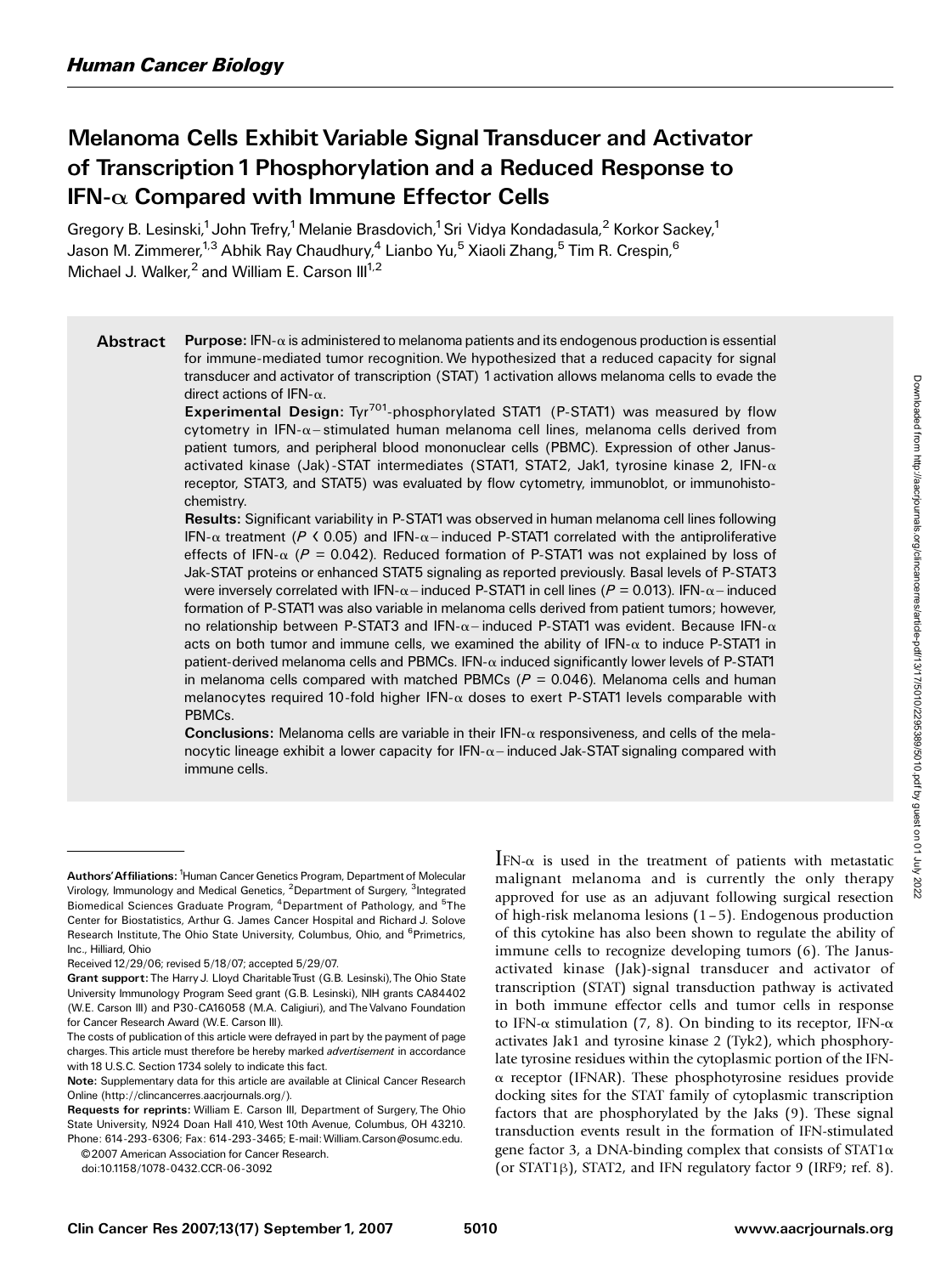Human Cancer Biology

# Melanoma Cells Exhibit Variable Signal Transducer and Activator of Transcription 1 Phosphorylation and a Reduced Response to IFN-α Compared with Immune Effector Cells

Gregory B. Lesinski,[1] John Trefry,[1] Melanie Brasdovich,[1] Sri Vidya Kondadasula,[2] Korkor Sackey,[1] Jason M. Zimmerer,[1,3] Abhik Ray Chaudhury,[4] Lianbo Yu,[5] Xiaoli Zhang,[5] Tim R. Crespin,[6] Michael J. Walker,[2] and William E. Carson III[1,2]

## Abstract

**Purpose:** IFN-α is administered to melanoma patients and its endogenous production is essential for immune-mediated tumor recognition. We hypothesized that a reduced capacity for signal transducer and activator of transcription (STAT) 1 activation allows melanoma cells to evade the direct actions of IFN-α.

**Experimental Design:** $Tyr^{701}$-phosphorylated STAT1 (P-STAT1) was measured by flow cytometry in IFN-α–stimulated human melanoma cell lines, melanoma cells derived from patient tumors, and peripheral blood mononuclear cells (PBMC). Expression of other Janus-activated kinase (Jak)-STAT intermediates (STAT1, STAT2, Jak1, tyrosine kinase 2, IFN-α receptor, STAT3, and STAT5) was evaluated by flow cytometry, immunoblot, or immunohistochemistry.

**Results:** Significant variability in P-STAT1 was observed in human melanoma cell lines following IFN-α treatment ($P < 0.05$) and IFN-α–induced P-STAT1 correlated with the antiproliferative effects of IFN-α ($P = 0.042$). Reduced formation of P-STAT1 was not explained by loss of Jak-STAT proteins or enhanced STAT5 signaling as reported previously. Basal levels of P-STAT3 were inversely correlated with IFN-α–induced P-STAT1 in cell lines ($P = 0.013$). IFN-α–induced formation of P-STAT1 was also variable in melanoma cells derived from patient tumors; however, no relationship between P-STAT3 and IFN-α–induced P-STAT1 was evident. Because IFN-α acts on both tumor and immune cells, we examined the ability of IFN-α to induce P-STAT1 in patient-derived melanoma cells and PBMCs. IFN-α induced significantly lower levels of P-STAT1 in melanoma cells compared with matched PBMCs ($P = 0.046$). Melanoma cells and human melanocytes required 10-fold higher IFN-α doses to exert P-STAT1 levels comparable with PBMCs.

**Conclusions:** Melanoma cells are variable in their IFN-α responsiveness, and cells of the melanocytic lineage exhibit a lower capacity for IFN-α–induced Jak-STAT signaling compared with immune cells.

IFN-α is used in the treatment of patients with metastatic malignant melanoma and is currently the only therapy approved for use as an adjuvant following surgical resection of high-risk melanoma lesions (1–5). Endogenous production of this cytokine has also been shown to regulate the ability of immune cells to recognize developing tumors (6). The Janus-activated kinase (Jak)-signal transducer and activator of transcription (STAT) signal transduction pathway is activated in both immune effector cells and tumor cells in response to IFN-α stimulation (7, 8). On binding to its receptor, IFN-α activates Jak1 and tyrosine kinase 2 (Tyk2), which phosphorylate tyrosine residues within the cytoplasmic portion of the IFN-α receptor (IFNAR). These phosphotyrosine residues provide docking sites for the STAT family of cytoplasmic transcription factors that are phosphorylated by the Jaks (9). These signal transduction events result in the formation of IFN-stimulated gene factor 3, a DNA-binding complex that consists of STAT1α (or STAT1β), STAT2, and IFN regulatory factor 9 (IRF9; ref. 8).

---

**Authors' Affiliations:** [1]Human Cancer Genetics Program, Department of Molecular Virology, Immunology and Medical Genetics, [2]Department of Surgery, [3]Integrated Biomedical Sciences Graduate Program, [4]Department of Pathology, and [5]The Center for Biostatistics, Arthur G. James Cancer Hospital and Richard J. Solove Research Institute, The Ohio State University, Columbus, Ohio, and [6]Primetrics, Inc., Hilliard, Ohio

Received 12/29/06; revised 5/18/07; accepted 5/29/07.

**Grant support:** The Harry J. Lloyd Charitable Trust (G.B. Lesinski), The Ohio State University Immunology Program Seed grant (G.B. Lesinski), NIH grants CA84402 (W.E. Carson III) and P30-CA16058 (M.A. Caligiuri), and The Valvano Foundation for Cancer Research Award (W.E. Carson III).

The costs of publication of this article were defrayed in part by the payment of page charges. This article must therefore be hereby marked *advertisement* in accordance with 18 U.S.C. Section 1734 solely to indicate this fact.

**Note:** Supplementary data for this article are available at Clinical Cancer Research Online (http://clincancerres.aacrjournals.org/).

**Requests for reprints:** William E. Carson III, Department of Surgery, The Ohio State University, N924 Doan Hall 410, West 10th Avenue, Columbus, OH 43210. Phone: 614-293-6306; Fax: 614-293-3465; E-mail: William.Carson@osumc.edu.

©2007 American Association for Cancer Research.

doi:10.1158/1078-0432.CCR-06-3092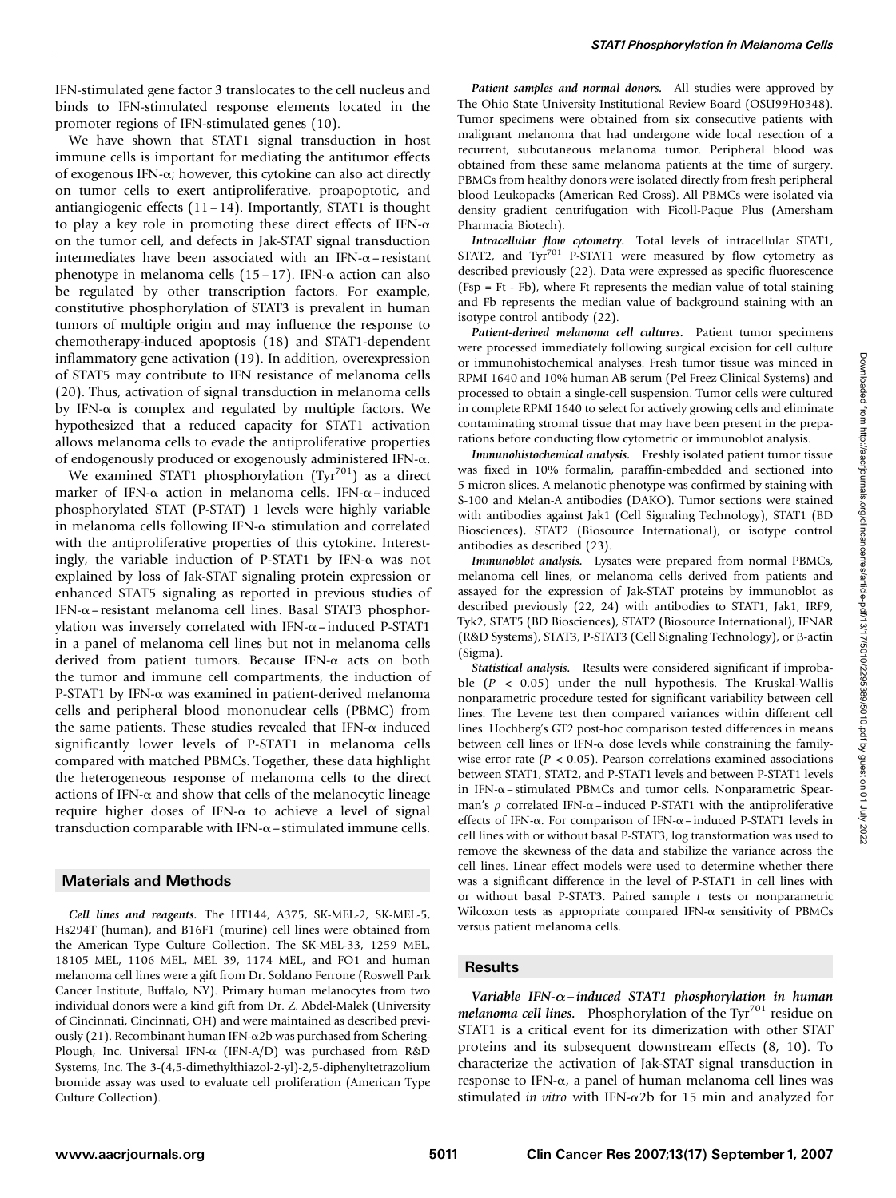IFN-stimulated gene factor 3 translocates to the cell nucleus and binds to IFN-stimulated response elements located in the promoter regions of IFN-stimulated genes (10).

We have shown that STAT1 signal transduction in host immune cells is important for mediating the antitumor effects of exogenous IFN-α; however, this cytokine can also act directly on tumor cells to exert antiproliferative, proapoptotic, and antiangiogenic effects (11 – 14). Importantly, STAT1 is thought to play a key role in promoting these direct effects of IFN-α on the tumor cell, and defects in Jak-STAT signal transduction intermediates have been associated with an IFN-α–resistant phenotype in melanoma cells (15 – 17). IFN-α action can also be regulated by other transcription factors. For example, constitutive phosphorylation of STAT3 is prevalent in human tumors of multiple origin and may influence the response to chemotherapy-induced apoptosis (18) and STAT1-dependent inflammatory gene activation (19). In addition, overexpression of STAT5 may contribute to IFN resistance of melanoma cells (20). Thus, activation of signal transduction in melanoma cells by IFN-α is complex and regulated by multiple factors. We hypothesized that a reduced capacity for STAT1 activation allows melanoma cells to evade the antiproliferative properties of endogenously produced or exogenously administered IFN-α.

We examined STAT1 phosphorylation ($Tyr^{701}$) as a direct marker of IFN-α action in melanoma cells. IFN-α–induced phosphorylated STAT (P-STAT) 1 levels were highly variable in melanoma cells following IFN-α stimulation and correlated with the antiproliferative properties of this cytokine. Interestingly, the variable induction of P-STAT1 by IFN-α was not explained by loss of Jak-STAT signaling protein expression or enhanced STAT5 signaling as reported in previous studies of IFN-α–resistant melanoma cell lines. Basal STAT3 phosphorylation was inversely correlated with IFN-α–induced P-STAT1 in a panel of melanoma cell lines but not in melanoma cells derived from patient tumors. Because IFN-α acts on both the tumor and immune cell compartments, the induction of P-STAT1 by IFN-α was examined in patient-derived melanoma cells and peripheral blood mononuclear cells (PBMC) from the same patients. These studies revealed that IFN-α induced significantly lower levels of P-STAT1 in melanoma cells compared with matched PBMCs. Together, these data highlight the heterogeneous response of melanoma cells to the direct actions of IFN-α and show that cells of the melanocytic lineage require higher doses of IFN-α to achieve a level of signal transduction comparable with IFN-α–stimulated immune cells.

## Materials and Methods

***Cell lines and reagents.*** The HT144, A375, SK-MEL-2, SK-MEL-5, Hs294T (human), and B16F1 (murine) cell lines were obtained from the American Type Culture Collection. The SK-MEL-33, 1259 MEL, 18105 MEL, 1106 MEL, MEL 39, 1174 MEL, and FO1 and human melanoma cell lines were a gift from Dr. Soldano Ferrone (Roswell Park Cancer Institute, Buffalo, NY). Primary human melanocytes from two individual donors were a kind gift from Dr. Z. Abdel-Malek (University of Cincinnati, Cincinnati, OH) and were maintained as described previously (21). Recombinant human IFN-α2b was purchased from Schering-Plough, Inc. Universal IFN-α (IFN-A/D) was purchased from R&D Systems, Inc. The 3-(4,5-dimethylthiazol-2-yl)-2,5-diphenyltetrazolium bromide assay was used to evaluate cell proliferation (American Type Culture Collection).

***Patient samples and normal donors.*** All studies were approved by The Ohio State University Institutional Review Board (OSU99H0348). Tumor specimens were obtained from six consecutive patients with malignant melanoma that had undergone wide local resection of a recurrent, subcutaneous melanoma tumor. Peripheral blood was obtained from these same melanoma patients at the time of surgery. PBMCs from healthy donors were isolated directly from fresh peripheral blood Leukopacks (American Red Cross). All PBMCs were isolated via density gradient centrifugation with Ficoll-Paque Plus (Amersham Pharmacia Biotech).

***Intracellular flow cytometry.*** Total levels of intracellular STAT1, STAT2, and $Tyr^{701}$ P-STAT1 were measured by flow cytometry as described previously (22). Data were expressed as specific fluorescence (Fsp = Ft - Fb), where Ft represents the median value of total staining and Fb represents the median value of background staining with an isotype control antibody (22).

***Patient-derived melanoma cell cultures.*** Patient tumor specimens were processed immediately following surgical excision for cell culture or immunohistochemical analyses. Fresh tumor tissue was minced in RPMI 1640 and 10% human AB serum (Pel Freez Clinical Systems) and processed to obtain a single-cell suspension. Tumor cells were cultured in complete RPMI 1640 to select for actively growing cells and eliminate contaminating stromal tissue that may have been present in the preparations before conducting flow cytometric or immunoblot analysis.

***Immunohistochemical analysis.*** Freshly isolated patient tumor tissue was fixed in 10% formalin, paraffin-embedded and sectioned into 5 micron slices. A melanotic phenotype was confirmed by staining with S-100 and Melan-A antibodies (DAKO). Tumor sections were stained with antibodies against Jak1 (Cell Signaling Technology), STAT1 (BD Biosciences), STAT2 (Biosource International), or isotype control antibodies as described (23).

***Immunoblot analysis.*** Lysates were prepared from normal PBMCs, melanoma cell lines, or melanoma cells derived from patients and assayed for the expression of Jak-STAT proteins by immunoblot as described previously (22, 24) with antibodies to STAT1, Jak1, IRF9, Tyk2, STAT5 (BD Biosciences), STAT2 (Biosource International), IFNAR (R&D Systems), STAT3, P-STAT3 (Cell Signaling Technology), or β-actin (Sigma).

***Statistical analysis.*** Results were considered significant if improbable ($P < 0.05$) under the null hypothesis. The Kruskal-Wallis nonparametric procedure tested for significant variability between cell lines. The Levene test then compared variances within different cell lines. Hochberg's GT2 post-hoc comparison tested differences in means between cell lines or IFN-α dose levels while constraining the family-wise error rate ($P < 0.05$). Pearson correlations examined associations between STAT1, STAT2, and P-STAT1 levels and between P-STAT1 levels in IFN-α–stimulated PBMCs and tumor cells. Nonparametric Spearman's $\rho$ correlated IFN-α–induced P-STAT1 with the antiproliferative effects of IFN-α. For comparison of IFN-α–induced P-STAT1 levels in cell lines with or without basal P-STAT3, log transformation was used to remove the skewness of the data and stabilize the variance across the cell lines. Linear effect models were used to determine whether there was a significant difference in the level of P-STAT1 in cell lines with or without basal P-STAT3. Paired sample $t$ tests or nonparametric Wilcoxon tests as appropriate compared IFN-α sensitivity of PBMCs versus patient melanoma cells.

## Results

***Variable IFN-α–induced STAT1 phosphorylation in human melanoma cell lines.*** Phosphorylation of the $Tyr^{701}$ residue on STAT1 is a critical event for its dimerization with other STAT proteins and its subsequent downstream effects (8, 10). To characterize the activation of Jak-STAT signal transduction in response to IFN-α, a panel of human melanoma cell lines was stimulated *in vitro* with IFN-α2b for 15 min and analyzed for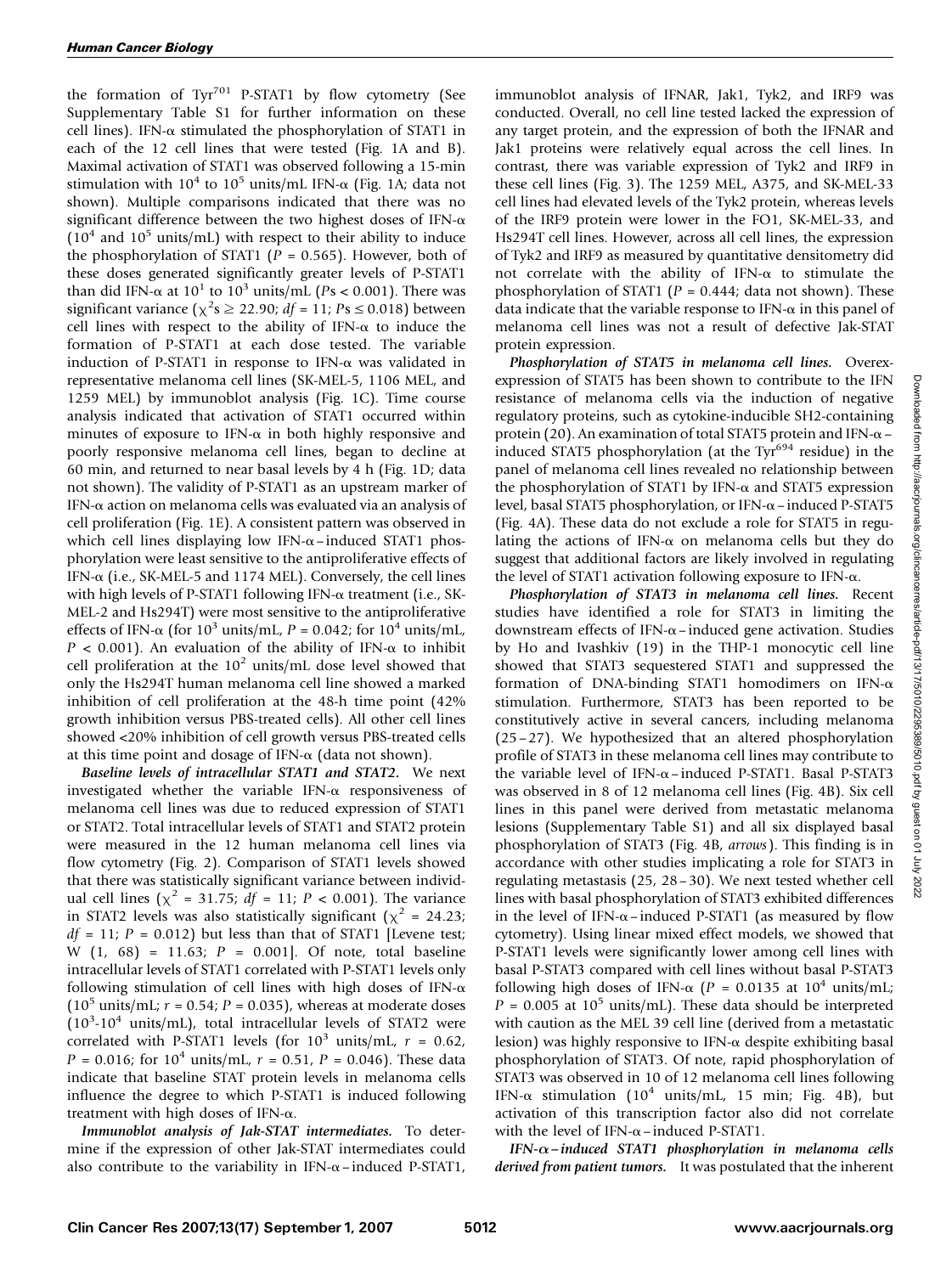the formation of $Tyr^{701}$ P-STAT1 by flow cytometry (See Supplementary Table S1 for further information on these cell lines). IFN-α stimulated the phosphorylation of STAT1 in each of the 12 cell lines that were tested (Fig. 1A and B). Maximal activation of STAT1 was observed following a 15-min stimulation with $10^4$ to $10^5$ units/mL IFN-α (Fig. 1A; data not shown). Multiple comparisons indicated that there was no significant difference between the two highest doses of IFN-α ($10^4$ and $10^5$ units/mL) with respect to their ability to induce the phosphorylation of STAT1 ($P = 0.565$). However, both of these doses generated significantly greater levels of P-STAT1 than did IFN-α at $10^1$ to $10^3$ units/mL ($P$s < 0.001). There was significant variance ($\chi^2$s ≥ 22.90; $df = 11$; $P$s ≤ 0.018) between cell lines with respect to the ability of IFN-α to induce the formation of P-STAT1 at each dose tested. The variable induction of P-STAT1 in response to IFN-α was validated in representative melanoma cell lines (SK-MEL-5, 1106 MEL, and 1259 MEL) by immunoblot analysis (Fig. 1C). Time course analysis indicated that activation of STAT1 occurred within minutes of exposure to IFN-α in both highly responsive and poorly responsive melanoma cell lines, began to decline at 60 min, and returned to near basal levels by 4 h (Fig. 1D; data not shown). The validity of P-STAT1 as an upstream marker of IFN-α action on melanoma cells was evaluated via an analysis of cell proliferation (Fig. 1E). A consistent pattern was observed in which cell lines displaying low IFN-α–induced STAT1 phosphorylation were least sensitive to the antiproliferative effects of IFN-α (i.e., SK-MEL-5 and 1174 MEL). Conversely, the cell lines with high levels of P-STAT1 following IFN-α treatment (i.e., SK-MEL-2 and Hs294T) were most sensitive to the antiproliferative effects of IFN-α (for $10^3$ units/mL, $P = 0.042$; for $10^4$ units/mL, $P < 0.001$). An evaluation of the ability of IFN-α to inhibit cell proliferation at the $10^2$ units/mL dose level showed that only the Hs294T human melanoma cell line showed a marked inhibition of cell proliferation at the 48-h time point (42% growth inhibition versus PBS-treated cells). All other cell lines showed <20% inhibition of cell growth versus PBS-treated cells at this time point and dosage of IFN-α (data not shown).

***Baseline levels of intracellular STAT1 and STAT2.*** We next investigated whether the variable IFN-α responsiveness of melanoma cell lines was due to reduced expression of STAT1 or STAT2. Total intracellular levels of STAT1 and STAT2 protein were measured in the 12 human melanoma cell lines via flow cytometry (Fig. 2). Comparison of STAT1 levels showed that there was statistically significant variance between individual cell lines ($\chi^2 = 31.75$; $df = 11$; $P < 0.001$). The variance in STAT2 levels was also statistically significant ($\chi^2 = 24.23$; $df = 11$; $P = 0.012$) but less than that of STAT1 [Levene test; W (1, 68) = 11.63; $P = 0.001$]. Of note, total baseline intracellular levels of STAT1 correlated with P-STAT1 levels only following stimulation of cell lines with high doses of IFN-α ($10^5$ units/mL; $r = 0.54$; $P = 0.035$), whereas at moderate doses ($10^3$-$10^4$ units/mL), total intracellular levels of STAT2 were correlated with P-STAT1 levels (for $10^3$ units/mL, $r = 0.62$, $P = 0.016$; for $10^4$ units/mL, $r = 0.51$, $P = 0.046$). These data indicate that baseline STAT protein levels in melanoma cells influence the degree to which P-STAT1 is induced following treatment with high doses of IFN-α.

***Immunoblot analysis of Jak-STAT intermediates.*** To determine if the expression of other Jak-STAT intermediates could also contribute to the variability in IFN-α–induced P-STAT1, immunoblot analysis of IFNAR, Jak1, Tyk2, and IRF9 was conducted. Overall, no cell line tested lacked the expression of any target protein, and the expression of both the IFNAR and Jak1 proteins were relatively equal across the cell lines. In contrast, there was variable expression of Tyk2 and IRF9 in these cell lines (Fig. 3). The 1259 MEL, A375, and SK-MEL-33 cell lines had elevated levels of the Tyk2 protein, whereas levels of the IRF9 protein were lower in the FO1, SK-MEL-33, and Hs294T cell lines. However, across all cell lines, the expression of Tyk2 and IRF9 as measured by quantitative densitometry did not correlate with the ability of IFN-α to stimulate the phosphorylation of STAT1 ($P = 0.444$; data not shown). These data indicate that the variable response to IFN-α in this panel of melanoma cell lines was not a result of defective Jak-STAT protein expression.

***Phosphorylation of STAT5 in melanoma cell lines.*** Overexpression of STAT5 has been shown to contribute to the IFN resistance of melanoma cells via the induction of negative regulatory proteins, such as cytokine-inducible SH2-containing protein (20). An examination of total STAT5 protein and IFN-α–induced STAT5 phosphorylation (at the $Tyr^{694}$ residue) in the panel of melanoma cell lines revealed no relationship between the phosphorylation of STAT1 by IFN-α and STAT5 expression level, basal STAT5 phosphorylation, or IFN-α–induced P-STAT5 (Fig. 4A). These data do not exclude a role for STAT5 in regulating the actions of IFN-α on melanoma cells but they do suggest that additional factors are likely involved in regulating the level of STAT1 activation following exposure to IFN-α.

***Phosphorylation of STAT3 in melanoma cell lines.*** Recent studies have identified a role for STAT3 in limiting the downstream effects of IFN-α–induced gene activation. Studies by Ho and Ivashkiv (19) in the THP-1 monocytic cell line showed that STAT3 sequestered STAT1 and suppressed the formation of DNA-binding STAT1 homodimers on IFN-α stimulation. Furthermore, STAT3 has been reported to be constitutively active in several cancers, including melanoma (25–27). We hypothesized that an altered phosphorylation profile of STAT3 in these melanoma cell lines may contribute to the variable level of IFN-α–induced P-STAT1. Basal P-STAT3 was observed in 8 of 12 melanoma cell lines (Fig. 4B). Six cell lines in this panel were derived from metastatic melanoma lesions (Supplementary Table S1) and all six displayed basal phosphorylation of STAT3 (Fig. 4B, *arrows*). This finding is in accordance with other studies implicating a role for STAT3 in regulating metastasis (25, 28–30). We next tested whether cell lines with basal phosphorylation of STAT3 exhibited differences in the level of IFN-α–induced P-STAT1 (as measured by flow cytometry). Using linear mixed effect models, we showed that P-STAT1 levels were significantly lower among cell lines with basal P-STAT3 compared with cell lines without basal P-STAT3 following high doses of IFN-α ($P = 0.0135$ at $10^4$ units/mL; $P = 0.005$ at $10^5$ units/mL). These data should be interpreted with caution as the MEL 39 cell line (derived from a metastatic lesion) was highly responsive to IFN-α despite exhibiting basal phosphorylation of STAT3. Of note, rapid phosphorylation of STAT3 was observed in 10 of 12 melanoma cell lines following IFN-α stimulation ($10^4$ units/mL, 15 min; Fig. 4B), but activation of this transcription factor also did not correlate with the level of IFN-α–induced P-STAT1.

***IFN-α–induced STAT1 phosphorylation in melanoma cells derived from patient tumors.*** It was postulated that the inherent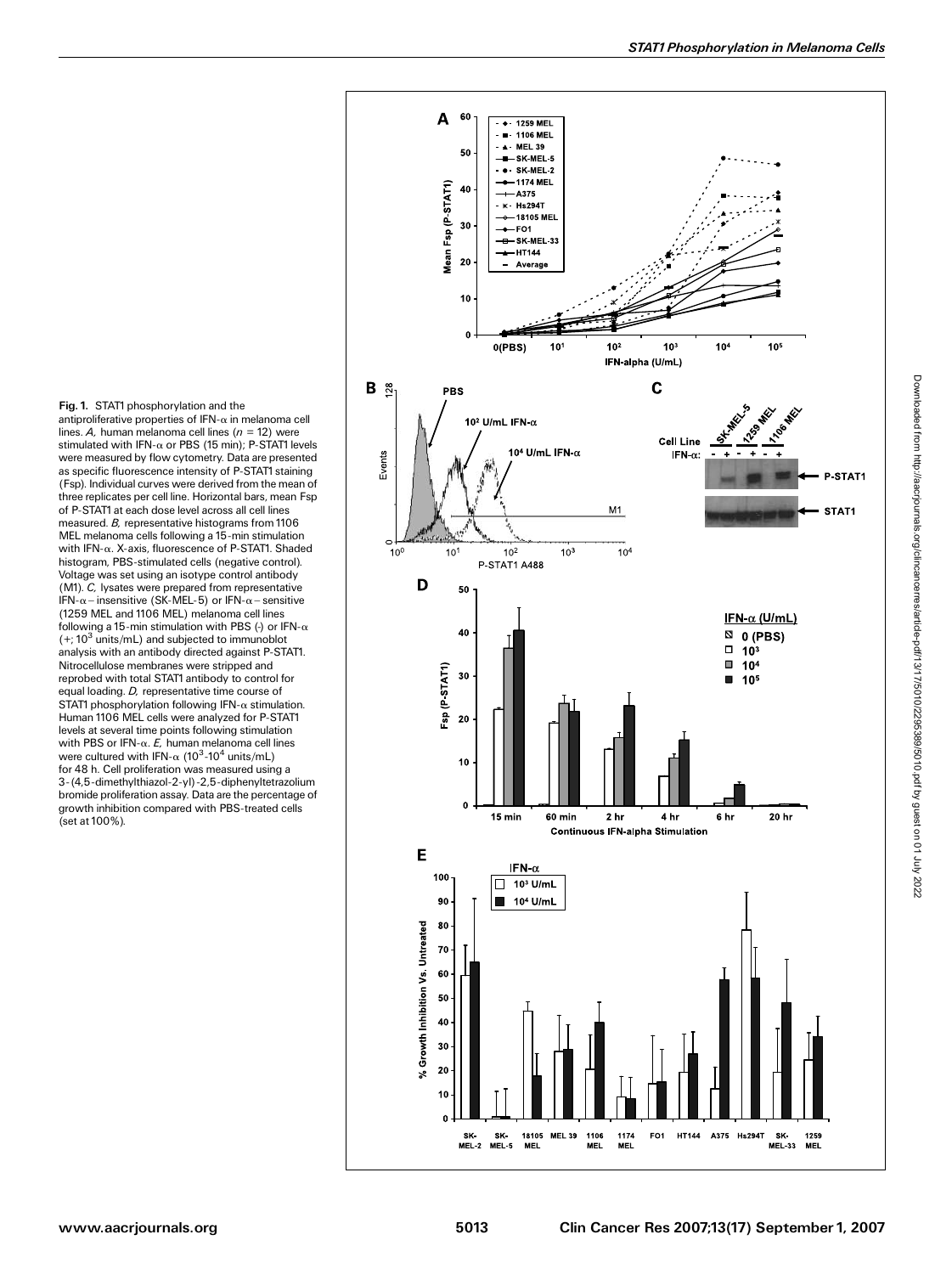**Fig. 1.** STAT1 phosphorylation and the antiproliferative properties of IFN-α in melanoma cell lines. *A,* human melanoma cell lines ($n = 12$) were stimulated with IFN-α or PBS (15 min); P-STAT1 levels were measured by flow cytometry. Data are presented as specific fluorescence intensity of P-STAT1 staining (Fsp). Individual curves were derived from the mean of three replicates per cell line. Horizontal bars, mean Fsp of P-STAT1 at each dose level across all cell lines measured. *B,* representative histograms from 1106 MEL melanoma cells following a 15-min stimulation with IFN-α. X-axis, fluorescence of P-STAT1. Shaded histogram, PBS-stimulated cells (negative control). Voltage was set using an isotype control antibody (M1). *C,* lysates were prepared from representative IFN-α–insensitive (SK-MEL-5) or IFN-α–sensitive (1259 MEL and 1106 MEL) melanoma cell lines following a 15-min stimulation with PBS (-) or IFN-α (+; $10^3$ units/mL) and subjected to immunoblot analysis with an antibody directed against P-STAT1. Nitrocellulose membranes were stripped and reprobed with total STAT1 antibody to control for equal loading. *D,* representative time course of STAT1 phosphorylation following IFN-α stimulation. Human 1106 MEL cells were analyzed for P-STAT1 levels at several time points following stimulation with PBS or IFN-α. *E,* human melanoma cell lines were cultured with IFN-α ($10^3$-$10^4$ units/mL) for 48 h. Cell proliferation was measured using a 3-(4,5-dimethylthiazol-2-yl)-2,5-diphenyltetrazolium bromide proliferation assay. Data are the percentage of growth inhibition compared with PBS-treated cells (set at 100%).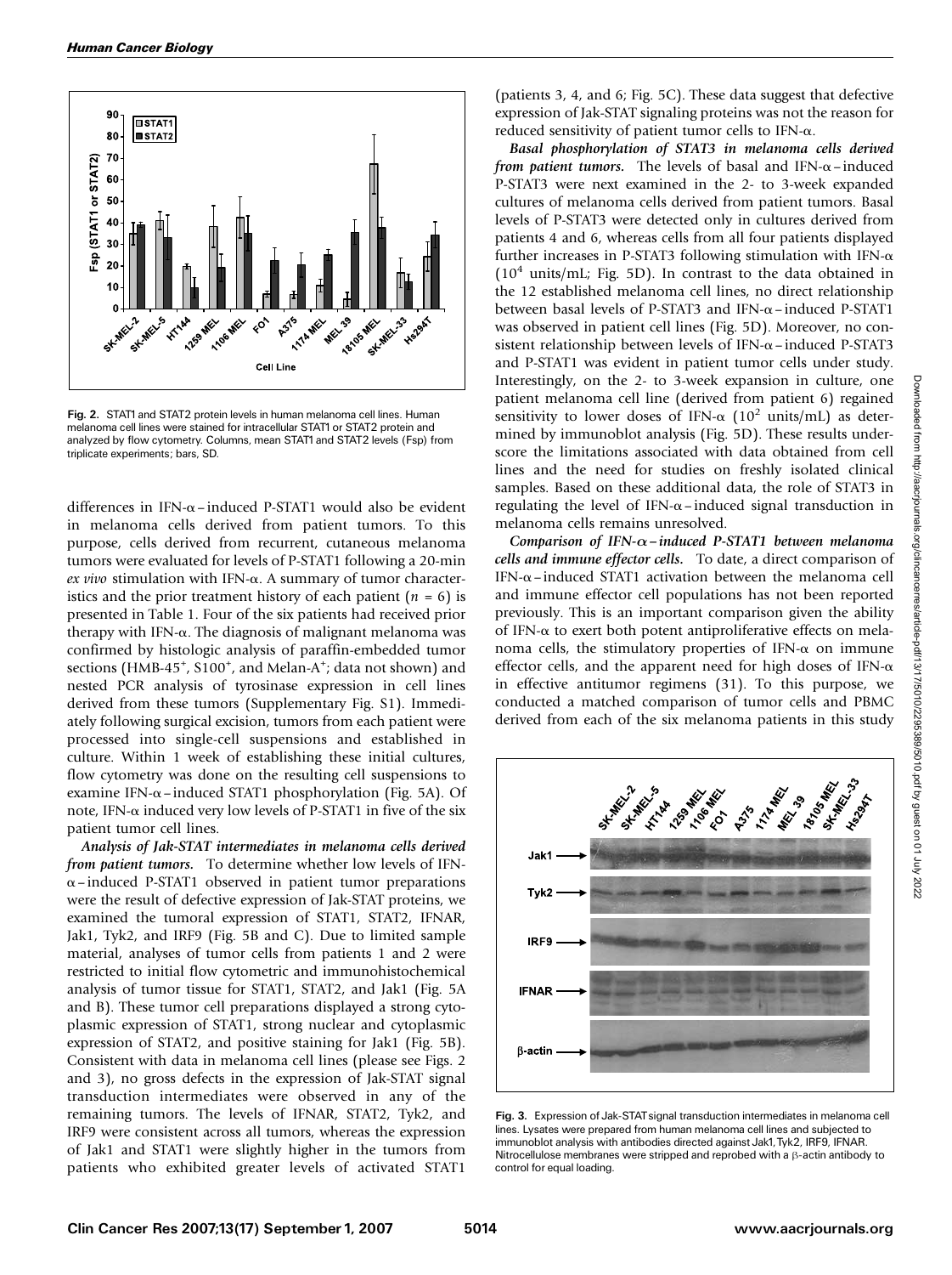Fig. 2. STAT1 and STAT2 protein levels in human melanoma cell lines. Human melanoma cell lines were stained for intracellular STAT1 or STAT2 protein and analyzed by flow cytometry. Columns, mean STAT1 and STAT2 levels (Fsp) from triplicate experiments; bars, SD.

differences in IFN-α–induced P-STAT1 would also be evident in melanoma cells derived from patient tumors. To this purpose, cells derived from recurrent, cutaneous melanoma tumors were evaluated for levels of P-STAT1 following a 20-min *ex vivo* stimulation with IFN-α. A summary of tumor characteristics and the prior treatment history of each patient ($n$ = 6) is presented in Table 1. Four of the six patients had received prior therapy with IFN-α. The diagnosis of malignant melanoma was confirmed by histologic analysis of paraffin-embedded tumor sections (HMB-45$^+$, S100$^+$, and Melan-A$^+$; data not shown) and nested PCR analysis of tyrosinase expression in cell lines derived from these tumors (Supplementary Fig. S1). Immediately following surgical excision, tumors from each patient were processed into single-cell suspensions and established in culture. Within 1 week of establishing these initial cultures, flow cytometry was done on the resulting cell suspensions to examine IFN-α–induced STAT1 phosphorylation (Fig. 5A). Of note, IFN-α induced very low levels of P-STAT1 in five of the six patient tumor cell lines.

***Analysis of Jak-STAT intermediates in melanoma cells derived from patient tumors.*** To determine whether low levels of IFN-α–induced P-STAT1 observed in patient tumor preparations were the result of defective expression of Jak-STAT proteins, we examined the tumoral expression of STAT1, STAT2, IFNAR, Jak1, Tyk2, and IRF9 (Fig. 5B and C). Due to limited sample material, analyses of tumor cells from patients 1 and 2 were restricted to initial flow cytometric and immunohistochemical analysis of tumor tissue for STAT1, STAT2, and Jak1 (Fig. 5A and B). These tumor cell preparations displayed a strong cytoplasmic expression of STAT1, strong nuclear and cytoplasmic expression of STAT2, and positive staining for Jak1 (Fig. 5B). Consistent with data in melanoma cell lines (please see Figs. 2 and 3), no gross defects in the expression of Jak-STAT signal transduction intermediates were observed in any of the remaining tumors. The levels of IFNAR, STAT2, Tyk2, and IRF9 were consistent across all tumors, whereas the expression of Jak1 and STAT1 were slightly higher in the tumors from patients who exhibited greater levels of activated STAT1 (patients 3, 4, and 6; Fig. 5C). These data suggest that defective expression of Jak-STAT signaling proteins was not the reason for reduced sensitivity of patient tumor cells to IFN-α.

***Basal phosphorylation of STAT3 in melanoma cells derived from patient tumors.*** The levels of basal and IFN-α–induced P-STAT3 were next examined in the 2- to 3-week expanded cultures of melanoma cells derived from patient tumors. Basal levels of P-STAT3 were detected only in cultures derived from patients 4 and 6, whereas cells from all four patients displayed further increases in P-STAT3 following stimulation with IFN-α ($10^4$ units/mL; Fig. 5D). In contrast to the data obtained in the 12 established melanoma cell lines, no direct relationship between basal levels of P-STAT3 and IFN-α–induced P-STAT1 was observed in patient cell lines (Fig. 5D). Moreover, no consistent relationship between levels of IFN-α–induced P-STAT3 and P-STAT1 was evident in patient tumor cells under study. Interestingly, on the 2- to 3-week expansion in culture, one patient melanoma cell line (derived from patient 6) regained sensitivity to lower doses of IFN-α ($10^2$ units/mL) as determined by immunoblot analysis (Fig. 5D). These results underscore the limitations associated with data obtained from cell lines and the need for studies on freshly isolated clinical samples. Based on these additional data, the role of STAT3 in regulating the level of IFN-α–induced signal transduction in melanoma cells remains unresolved.

***Comparison of IFN-α–induced P-STAT1 between melanoma cells and immune effector cells.*** To date, a direct comparison of IFN-α–induced STAT1 activation between the melanoma cell and immune effector cell populations has not been reported previously. This is an important comparison given the ability of IFN-α to exert both potent antiproliferative effects on melanoma cells, the stimulatory properties of IFN-α on immune effector cells, and the apparent need for high doses of IFN-α in effective antitumor regimens (31). To this purpose, we conducted a matched comparison of tumor cells and PBMC derived from each of the six melanoma patients in this study

Fig. 3. Expression of Jak-STAT signal transduction intermediates in melanoma cell lines. Lysates were prepared from human melanoma cell lines and subjected to immunoblot analysis with antibodies directed against Jak1, Tyk2, IRF9, IFNAR. Nitrocellulose membranes were stripped and reprobed with a β-actin antibody to control for equal loading.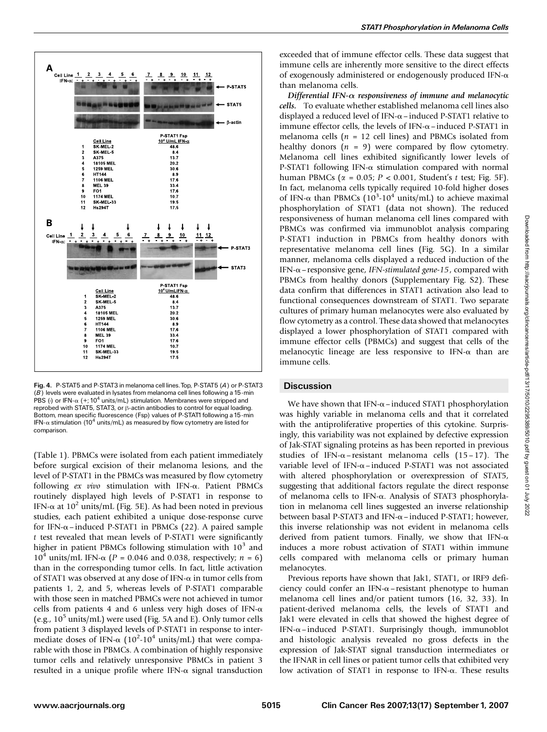**Fig. 4.** P-STAT5 and P-STAT3 in melanoma cell lines. Top, P-STAT5 (*A*) or P-STAT3 (*B*) levels were evaluated in lysates from melanoma cell lines following a 15-min PBS (-) or IFN-α (+; $10^4$ units/mL) stimulation. Membranes were stripped and reprobed with STAT5, STAT3, or β-actin antibodies to control for equal loading. Bottom, mean specific fluorescence (Fsp) values of P-STAT1 following a 15-min IFN-α stimulation ($10^4$ units/mL) as measured by flow cytometry are listed for comparison.

(Table 1). PBMCs were isolated from each patient immediately before surgical excision of their melanoma lesions, and the level of P-STAT1 in the PBMCs was measured by flow cytometry following *ex vivo* stimulation with IFN-α. Patient PBMCs routinely displayed high levels of P-STAT1 in response to IFN-α at $10^2$ units/mL (Fig. 5E). As had been noted in previous studies, each patient exhibited a unique dose-response curve for IFN-α–induced P-STAT1 in PBMCs (22). A paired sample *t* test revealed that mean levels of P-STAT1 were significantly higher in patient PBMCs following stimulation with $10^3$ and $10^4$ units/mL IFN-α ($P = 0.046$ and 0.038, respectively; $n = 6$) than in the corresponding tumor cells. In fact, little activation of STAT1 was observed at any dose of IFN-α in tumor cells from patients 1, 2, and 5, whereas levels of P-STAT1 comparable with those seen in matched PBMCs were not achieved in tumor cells from patients 4 and 6 unless very high doses of IFN-α (e.g., $10^5$ units/mL) were used (Fig. 5A and E). Only tumor cells from patient 3 displayed levels of P-STAT1 in response to intermediate doses of IFN-α ($10^2$-$10^4$ units/mL) that were comparable with those in PBMCs. A combination of highly responsive tumor cells and relatively unresponsive PBMCs in patient 3 resulted in a unique profile where IFN-α signal transduction exceeded that of immune effector cells. These data suggest that immune cells are inherently more sensitive to the direct effects of exogenously administered or endogenously produced IFN-α than melanoma cells.

***Differential IFN-α responsiveness of immune and melanocytic cells.*** To evaluate whether established melanoma cell lines also displayed a reduced level of IFN-α–induced P-STAT1 relative to immune effector cells, the levels of IFN-α–induced P-STAT1 in melanoma cells ($n = 12$ cell lines) and PBMCs isolated from healthy donors ($n = 9$) were compared by flow cytometry. Melanoma cell lines exhibited significantly lower levels of P-STAT1 following IFN-α stimulation compared with normal human PBMCs ($\alpha = 0.05$; $P < 0.001$, Student's *t* test; Fig. 5F). In fact, melanoma cells typically required 10-fold higher doses of IFN-α than PBMCs ($10^3$-$10^4$ units/mL) to achieve maximal phosphorylation of STAT1 (data not shown). The reduced responsiveness of human melanoma cell lines compared with PBMCs was confirmed via immunoblot analysis comparing P-STAT1 induction in PBMCs from healthy donors with representative melanoma cell lines (Fig. 5G). In a similar manner, melanoma cells displayed a reduced induction of the IFN-α–responsive gene, *IFN-stimulated gene-15*, compared with PBMCs from healthy donors (Supplementary Fig. S2). These data confirm that differences in STAT1 activation also lead to functional consequences downstream of STAT1. Two separate cultures of primary human melanocytes were also evaluated by flow cytometry as a control. These data showed that melanocytes displayed a lower phosphorylation of STAT1 compared with immune effector cells (PBMCs) and suggest that cells of the melanocytic lineage are less responsive to IFN-α than are immune cells.

## Discussion

We have shown that IFN-α–induced STAT1 phosphorylation was highly variable in melanoma cells and that it correlated with the antiproliferative properties of this cytokine. Surprisingly, this variability was not explained by defective expression of Jak-STAT signaling proteins as has been reported in previous studies of IFN-α–resistant melanoma cells (15–17). The variable level of IFN-α–induced P-STAT1 was not associated with altered phosphorylation or overexpression of STAT5, suggesting that additional factors regulate the direct response of melanoma cells to IFN-α. Analysis of STAT3 phosphorylation in melanoma cell lines suggested an inverse relationship between basal P-STAT3 and IFN-α–induced P-STAT1; however, this inverse relationship was not evident in melanoma cells derived from patient tumors. Finally, we show that IFN-α induces a more robust activation of STAT1 within immune cells compared with melanoma cells or primary human melanocytes.

Previous reports have shown that Jak1, STAT1, or IRF9 deficiency could confer an IFN-α–resistant phenotype to human melanoma cell lines and/or patient tumors (16, 32, 33). In patient-derived melanoma cells, the levels of STAT1 and Jak1 were elevated in cells that showed the highest degree of IFN-α–induced P-STAT1. Surprisingly though, immunoblot and histologic analysis revealed no gross defects in the expression of Jak-STAT signal transduction intermediates or the IFNAR in cell lines or patient tumor cells that exhibited very low activation of STAT1 in response to IFN-α. These results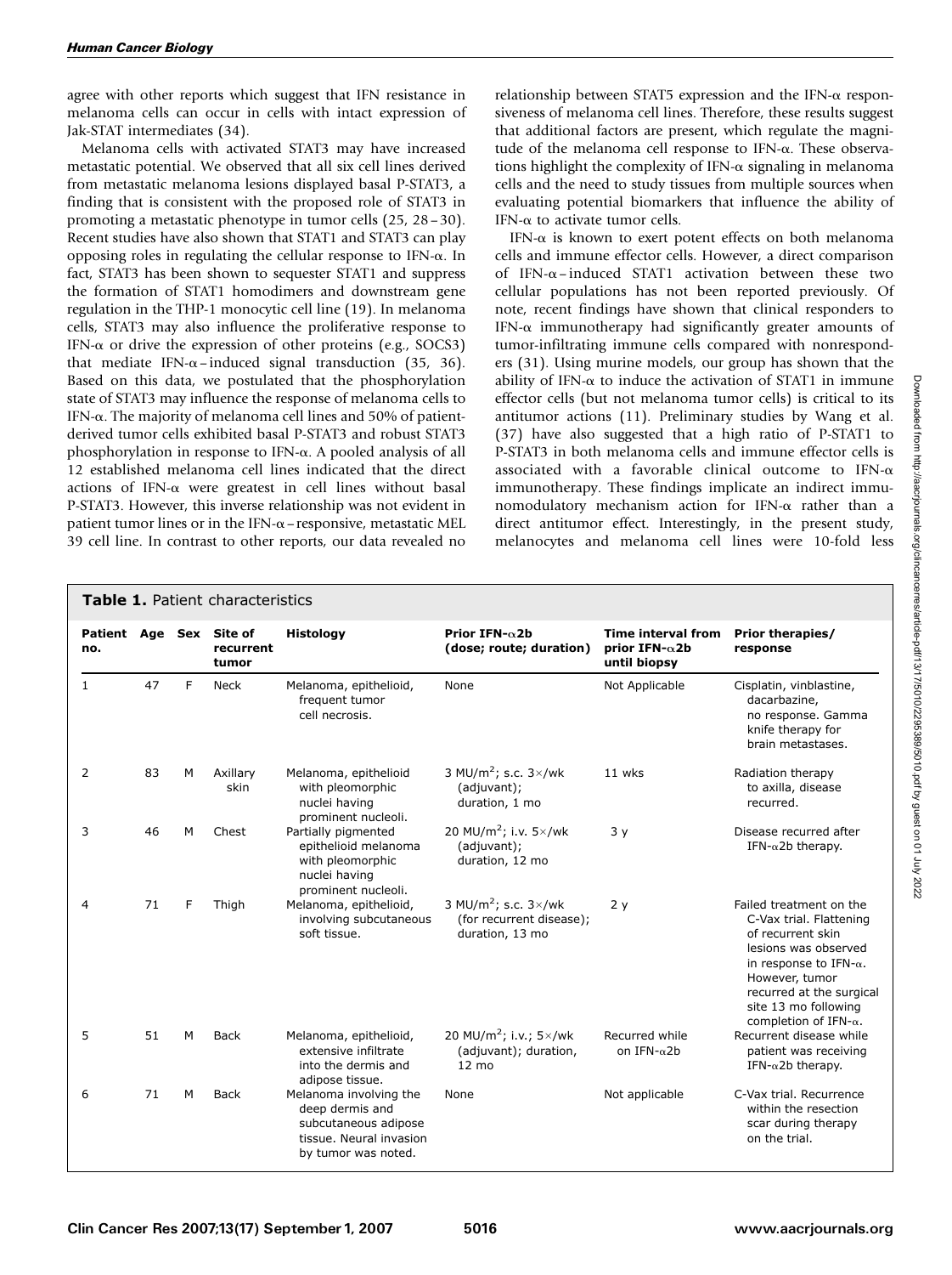agree with other reports which suggest that IFN resistance in melanoma cells can occur in cells with intact expression of Jak-STAT intermediates (34).

Melanoma cells with activated STAT3 may have increased metastatic potential. We observed that all six cell lines derived from metastatic melanoma lesions displayed basal P-STAT3, a finding that is consistent with the proposed role of STAT3 in promoting a metastatic phenotype in tumor cells (25, 28–30). Recent studies have also shown that STAT1 and STAT3 can play opposing roles in regulating the cellular response to IFN-α. In fact, STAT3 has been shown to sequester STAT1 and suppress the formation of STAT1 homodimers and downstream gene regulation in the THP-1 monocytic cell line (19). In melanoma cells, STAT3 may also influence the proliferative response to IFN-α or drive the expression of other proteins (e.g., SOCS3) that mediate IFN-α–induced signal transduction (35, 36). Based on this data, we postulated that the phosphorylation state of STAT3 may influence the response of melanoma cells to IFN-α. The majority of melanoma cell lines and 50% of patient-derived tumor cells exhibited basal P-STAT3 and robust STAT3 phosphorylation in response to IFN-α. A pooled analysis of all 12 established melanoma cell lines indicated that the direct actions of IFN-α were greatest in cell lines without basal P-STAT3. However, this inverse relationship was not evident in patient tumor lines or in the IFN-α–responsive, metastatic MEL 39 cell line. In contrast to other reports, our data revealed no relationship between STAT5 expression and the IFN-α responsiveness of melanoma cell lines. Therefore, these results suggest that additional factors are present, which regulate the magnitude of the melanoma cell response to IFN-α. These observations highlight the complexity of IFN-α signaling in melanoma cells and the need to study tissues from multiple sources when evaluating potential biomarkers that influence the ability of IFN-α to activate tumor cells.

IFN-α is known to exert potent effects on both melanoma cells and immune effector cells. However, a direct comparison of IFN-α–induced STAT1 activation between these two cellular populations has not been reported previously. Of note, recent findings have shown that clinical responders to IFN-α immunotherapy had significantly greater amounts of tumor-infiltrating immune cells compared with nonresponders (31). Using murine models, our group has shown that the ability of IFN-α to induce the activation of STAT1 in immune effector cells (but not melanoma tumor cells) is critical to its antitumor actions (11). Preliminary studies by Wang et al. (37) have also suggested that a high ratio of P-STAT1 to P-STAT3 in both melanoma cells and immune effector cells is associated with a favorable clinical outcome to IFN-α immunotherapy. These findings implicate an indirect immunomodulatory mechanism action for IFN-α rather than a direct antitumor effect. Interestingly, in the present study, melanocytes and melanoma cell lines were 10-fold less

**Table 1.** Patient characteristics

| Patient no. | Age | Sex | Site of recurrent tumor | Histology | Prior IFN-α2b (dose; route; duration) | Time interval from prior IFN-α2b until biopsy | Prior therapies/ response |
|---|---|---|---|---|---|---|---|
| 1 | 47 | F | Neck | Melanoma, epithelioid, frequent tumor cell necrosis. | None | Not Applicable | Cisplatin, vinblastine, dacarbazine, no response. Gamma knife therapy for brain metastases. |
| 2 | 83 | M | Axillary skin | Melanoma, epithelioid with pleomorphic nuclei having prominent nucleoli. | 3 MU/m$^2$; s.c. 3×/wk (adjuvant); duration, 1 mo | 11 wks | Radiation therapy to axilla, disease recurred. |
| 3 | 46 | M | Chest | Partially pigmented epithelioid melanoma with pleomorphic nuclei having prominent nucleoli. | 20 MU/m$^2$; i.v. 5×/wk (adjuvant); duration, 12 mo | 3 y | Disease recurred after IFN-α2b therapy. |
| 4 | 71 | F | Thigh | Melanoma, epithelioid, involving subcutaneous soft tissue. | 3 MU/m$^2$; s.c. 3×/wk (for recurrent disease); duration, 13 mo | 2 y | Failed treatment on the C-Vax trial. Flattening of recurrent skin lesions was observed in response to IFN-α. However, tumor recurred at the surgical site 13 mo following completion of IFN-α. |
| 5 | 51 | M | Back | Melanoma, epithelioid, extensive infiltrate into the dermis and adipose tissue. | 20 MU/m$^2$; i.v.; 5×/wk (adjuvant); duration, 12 mo | Recurred while on IFN-α2b | Recurrent disease while patient was receiving IFN-α2b therapy. |
| 6 | 71 | M | Back | Melanoma involving the deep dermis and subcutaneous adipose tissue. Neural invasion by tumor was noted. | None | Not applicable | C-Vax trial. Recurrence within the resection scar during therapy on the trial. |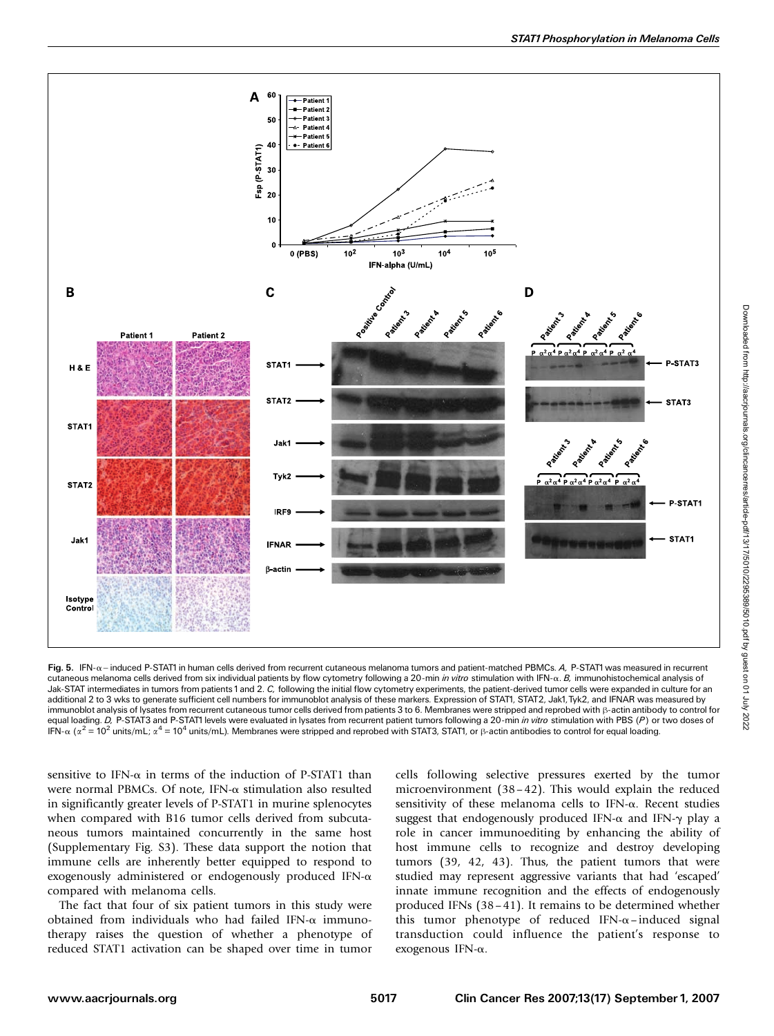Fig. 5. IFN-α–induced P-STAT1 in human cells derived from recurrent cutaneous melanoma tumors and patient-matched PBMCs. *A,* P-STAT1 was measured in recurrent cutaneous melanoma cells derived from six individual patients by flow cytometry following a 20-min *in vitro* stimulation with IFN-α. *B,* immunohistochemical analysis of Jak-STAT intermediates in tumors from patients 1 and 2. *C,* following the initial flow cytometry experiments, the patient-derived tumor cells were expanded in culture for an additional 2 to 3 wks to generate sufficient cell numbers for immunoblot analysis of these markers. Expression of STAT1, STAT2, Jak1, Tyk2, and IFNAR was measured by immunoblot analysis of lysates from recurrent cutaneous tumor cells derived from patients 3 to 6. Membranes were stripped and reprobed with β-actin antibody to control for equal loading. *D,* P-STAT3 and P-STAT1 levels were evaluated in lysates from recurrent patient tumors following a 20-min *in vitro* stimulation with PBS (*P*) or two doses of IFN-α ($\alpha^2 = 10^2$ units/mL; $\alpha^4 = 10^4$ units/mL). Membranes were stripped and reprobed with STAT3, STAT1, or β-actin antibodies to control for equal loading.

sensitive to IFN-α in terms of the induction of P-STAT1 than were normal PBMCs. Of note, IFN-α stimulation also resulted in significantly greater levels of P-STAT1 in murine splenocytes when compared with B16 tumor cells derived from subcutaneous tumors maintained concurrently in the same host (Supplementary Fig. S3). These data support the notion that immune cells are inherently better equipped to respond to exogenously administered or endogenously produced IFN-α compared with melanoma cells.

The fact that four of six patient tumors in this study were obtained from individuals who had failed IFN-α immunotherapy raises the question of whether a phenotype of reduced STAT1 activation can be shaped over time in tumor cells following selective pressures exerted by the tumor microenvironment (38–42). This would explain the reduced sensitivity of these melanoma cells to IFN-α. Recent studies suggest that endogenously produced IFN-α and IFN-γ play a role in cancer immunoediting by enhancing the ability of host immune cells to recognize and destroy developing tumors (39, 42, 43). Thus, the patient tumors that were studied may represent aggressive variants that had 'escaped' innate immune recognition and the effects of endogenously produced IFNs (38–41). It remains to be determined whether this tumor phenotype of reduced IFN-α–induced signal transduction could influence the patient's response to exogenous IFN-α.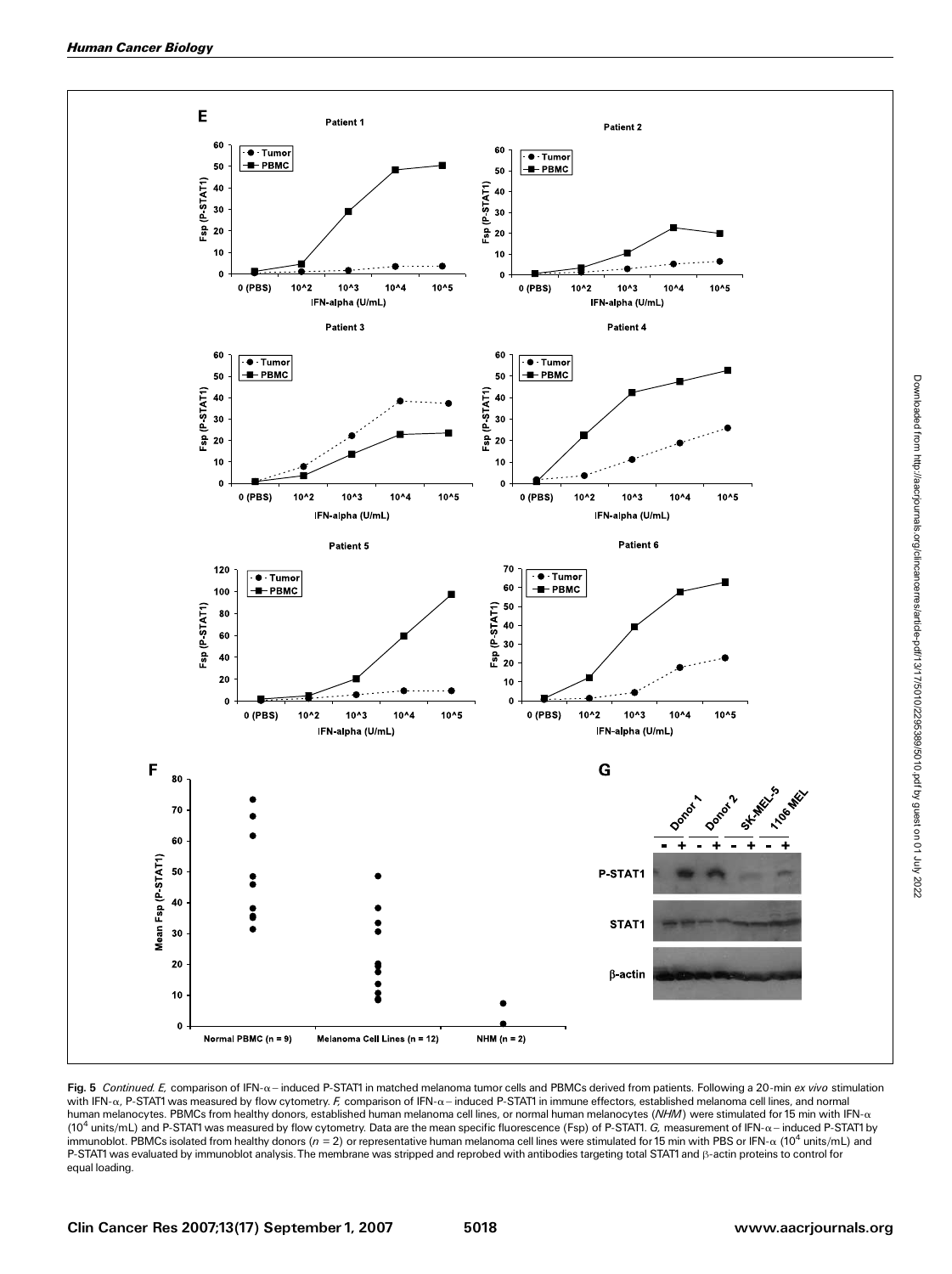**Fig. 5** *Continued. E,* comparison of IFN-α– induced P-STAT1 in matched melanoma tumor cells and PBMCs derived from patients. Following a 20-min *ex vivo* stimulation with IFN-α, P-STAT1 was measured by flow cytometry. *F,* comparison of IFN-α– induced P-STAT1 in immune effectors, established melanoma cell lines, and normal human melanocytes. PBMCs from healthy donors, established human melanoma cell lines, or normal human melanocytes (*NHM*) were stimulated for 15 min with IFN-α ($10^4$ units/mL) and P-STAT1 was measured by flow cytometry. Data are the mean specific fluorescence (Fsp) of P-STAT1. *G,* measurement of IFN-α– induced P-STAT1 by immunoblot. PBMCs isolated from healthy donors ($n = 2$) or representative human melanoma cell lines were stimulated for 15 min with PBS or IFN-α ($10^4$ units/mL) and P-STAT1 was evaluated by immunoblot analysis. The membrane was stripped and reprobed with antibodies targeting total STAT1 and β-actin proteins to control for equal loading.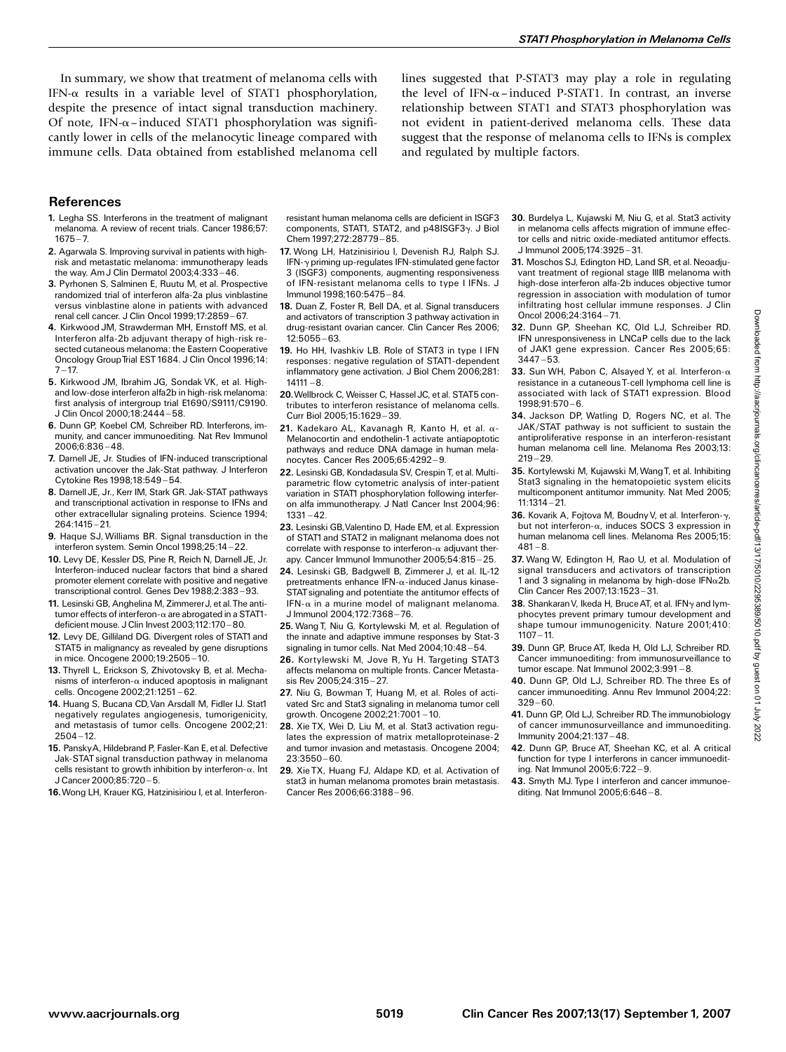In summary, we show that treatment of melanoma cells with IFN-α results in a variable level of STAT1 phosphorylation, despite the presence of intact signal transduction machinery. Of note, IFN-α–induced STAT1 phosphorylation was significantly lower in cells of the melanocytic lineage compared with immune cells. Data obtained from established melanoma cell lines suggested that P-STAT3 may play a role in regulating the level of IFN-α–induced P-STAT1. In contrast, an inverse relationship between STAT1 and STAT3 phosphorylation was not evident in patient-derived melanoma cells. These data suggest that the response of melanoma cells to IFNs is complex and regulated by multiple factors.

## References

1. Legha SS. Interferons in the treatment of malignant melanoma. A review of recent trials. Cancer 1986;57:1675–7.
2. Agarwala S. Improving survival in patients with high-risk and metastatic melanoma: immunotherapy leads the way. Am J Clin Dermatol 2003;4:333–46.
3. Pyrhonen S, Salminen E, Ruutu M, et al. Prospective randomized trial of interferon alfa-2a plus vinblastine versus vinblastine alone in patients with advanced renal cell cancer. J Clin Oncol 1999;17:2859–67.
4. Kirkwood JM, Strawderman MH, Ernstoff MS, et al. Interferon alfa-2b adjuvant therapy of high-risk resected cutaneous melanoma: the Eastern Cooperative Oncology Group Trial EST 1684. J Clin Oncol 1996;14:7–17.
5. Kirkwood JM, Ibrahim JG, Sondak VK, et al. High- and low-dose interferon alfa2b in high-risk melanoma: first analysis of intergroup trial E1690/S9111/C9190. J Clin Oncol 2000;18:2444–58.
6. Dunn GP, Koebel CM, Schreiber RD. Interferons, immunity, and cancer immunoediting. Nat Rev Immunol 2006;6:836–48.
7. Darnell JE, Jr. Studies of IFN-induced transcriptional activation uncover the Jak-Stat pathway. J Interferon Cytokine Res 1998;18:549–54.
8. Darnell JE, Jr., Kerr IM, Stark GR. Jak-STAT pathways and transcriptional activation in response to IFNs and other extracellular signaling proteins. Science 1994;264:1415–21.
9. Haque SJ, Williams BR. Signal transduction in the interferon system. Semin Oncol 1998;25:14–22.
10. Levy DE, Kessler DS, Pine R, Reich N, Darnell JE, Jr. Interferon-induced nuclear factors that bind a shared promoter element correlate with positive and negative transcriptional control. Genes Dev 1988;2:383–93.
11. Lesinski GB, Anghelina M, Zimmerer J, et al. The antitumor effects of interferon-α are abrogated in a STAT1-deficient mouse. J Clin Invest 2003;112:170–80.
12. Levy DE, Gilliland DG. Divergent roles of STAT1 and STAT5 in malignancy as revealed by gene disruptions in mice. Oncogene 2000;19:2505–10.
13. Thyrell L, Erickson S, Zhivotovsky B, et al. Mechanisms of interferon-α induced apoptosis in malignant cells. Oncogene 2002;21:1251–62.
14. Huang S, Bucana CD, Van Arsdall M, Fidler IJ. Stat1 negatively regulates angiogenesis, tumorigenicity, and metastasis of tumor cells. Oncogene 2002;21:2504–12.
15. Pansky A, Hildebrand P, Fasler-Kan E, et al. Defective Jak-STAT signal transduction pathway in melanoma cells resistant to growth inhibition by interferon-α. Int J Cancer 2000;85:720–5.
16. Wong LH, Krauer KG, Hatzinisiriou I, et al. Interferon-resistant human melanoma cells are deficient in ISGF3 components, STAT1, STAT2, and p48ISGF3γ. J Biol Chem 1997;272:28779–85.
17. Wong LH, Hatzinisiriou I, Devenish RJ, Ralph SJ. IFN-γ priming up-regulates IFN-stimulated gene factor 3 (ISGF3) components, augmenting responsiveness of IFN-resistant melanoma cells to type I IFNs. J Immunol 1998;160:5475–84.
18. Duan Z, Foster R, Bell DA, et al. Signal transducers and activators of transcription 3 pathway activation in drug-resistant ovarian cancer. Clin Cancer Res 2006;12:5055–63.
19. Ho HH, Ivashkiv LB. Role of STAT3 in type I IFN responses: negative regulation of STAT1-dependent inflammatory gene activation. J Biol Chem 2006;281:14111–8.
20. Wellbrock C, Weisser C, Hassel JC, et al. STAT5 contributes to interferon resistance of melanoma cells. Curr Biol 2005;15:1629–39.
21. Kadekaro AL, Kavanagh R, Kanto H, et al. α-Melanocortin and endothelin-1 activate antiapoptotic pathways and reduce DNA damage in human melanocytes. Cancer Res 2005;65:4292–9.
22. Lesinski GB, Kondadasula SV, Crespin T, et al. Multiparametric flow cytometric analysis of inter-patient variation in STAT1 phosphorylation following interferon alfa immunotherapy. J Natl Cancer Inst 2004;96:1331–42.
23. Lesinski GB, Valentino D, Hade EM, et al. Expression of STAT1 and STAT2 in malignant melanoma does not correlate with response to interferon-α adjuvant therapy. Cancer Immunol Immunother 2005;54:815–25.
24. Lesinski GB, Badgwell B, Zimmerer J, et al. IL-12 pretreatments enhance IFN-α-induced Janus kinase-STAT signaling and potentiate the antitumor effects of IFN-α in a murine model of malignant melanoma. J Immunol 2004;172:7368–76.
25. Wang T, Niu G, Kortylewski M, et al. Regulation of the innate and adaptive immune responses by Stat-3 signaling in tumor cells. Nat Med 2004;10:48–54.
26. Kortylewski M, Jove R, Yu H. Targeting STAT3 affects melanoma on multiple fronts. Cancer Metastasis Rev 2005;24:315–27.
27. Niu G, Bowman T, Huang M, et al. Roles of activated Src and Stat3 signaling in melanoma tumor cell growth. Oncogene 2002;21:7001–10.
28. Xie TX, Wei D, Liu M, et al. Stat3 activation regulates the expression of matrix metalloproteinase-2 and tumor invasion and metastasis. Oncogene 2004;23:3550–60.
29. Xie TX, Huang FJ, Aldape KD, et al. Activation of stat3 in human melanoma promotes brain metastasis. Cancer Res 2006;66:3188–96.
30. Burdelya L, Kujawski M, Niu G, et al. Stat3 activity in melanoma cells affects migration of immune effector cells and nitric oxide-mediated antitumor effects. J Immunol 2005;174:3925–31.
31. Moschos SJ, Edington HD, Land SR, et al. Neoadjuvant treatment of regional stage IIIB melanoma with high-dose interferon alfa-2b induces objective tumor regression in association with modulation of tumor infiltrating host cellular immune responses. J Clin Oncol 2006;24:3164–71.
32. Dunn GP, Sheehan KC, Old LJ, Schreiber RD. IFN unresponsiveness in LNCaP cells due to the lack of JAK1 gene expression. Cancer Res 2005;65:3447–53.
33. Sun WH, Pabon C, Alsayed Y, et al. Interferon-α resistance in a cutaneous T-cell lymphoma cell line is associated with lack of STAT1 expression. Blood 1998;91:570–6.
34. Jackson DP, Watling D, Rogers NC, et al. The JAK/STAT pathway is not sufficient to sustain the antiproliferative response in an interferon-resistant human melanoma cell line. Melanoma Res 2003;13:219–29.
35. Kortylewski M, Kujawski M, Wang T, et al. Inhibiting Stat3 signaling in the hematopoietic system elicits multicomponent antitumor immunity. Nat Med 2005;11:1314–21.
36. Kovarik A, Fojtova M, Boudny V, et al. Interferon-γ, but not interferon-α, induces SOCS 3 expression in human melanoma cell lines. Melanoma Res 2005;15:481–8.
37. Wang W, Edington H, Rao U, et al. Modulation of signal transducers and activators of transcription 1 and 3 signaling in melanoma by high-dose IFNα2b. Clin Cancer Res 2007;13:1523–31.
38. Shankaran V, Ikeda H, Bruce AT, et al. IFNγ and lymphocytes prevent primary tumour development and shape tumour immunogenicity. Nature 2001;410:1107–11.
39. Dunn GP, Bruce AT, Ikeda H, Old LJ, Schreiber RD. Cancer immunoediting: from immunosurveillance to tumor escape. Nat Immunol 2002;3:991–8.
40. Dunn GP, Old LJ, Schreiber RD. The three Es of cancer immunoediting. Annu Rev Immunol 2004;22:329–60.
41. Dunn GP, Old LJ, Schreiber RD. The immunobiology of cancer immunosurveillance and immunoediting. Immunity 2004;21:137–48.
42. Dunn GP, Bruce AT, Sheehan KC, et al. A critical function for type I interferons in cancer immunoediting. Nat Immunol 2005;6:722–9.
43. Smyth MJ. Type I interferon and cancer immunoediting. Nat Immunol 2005;6:646–8.